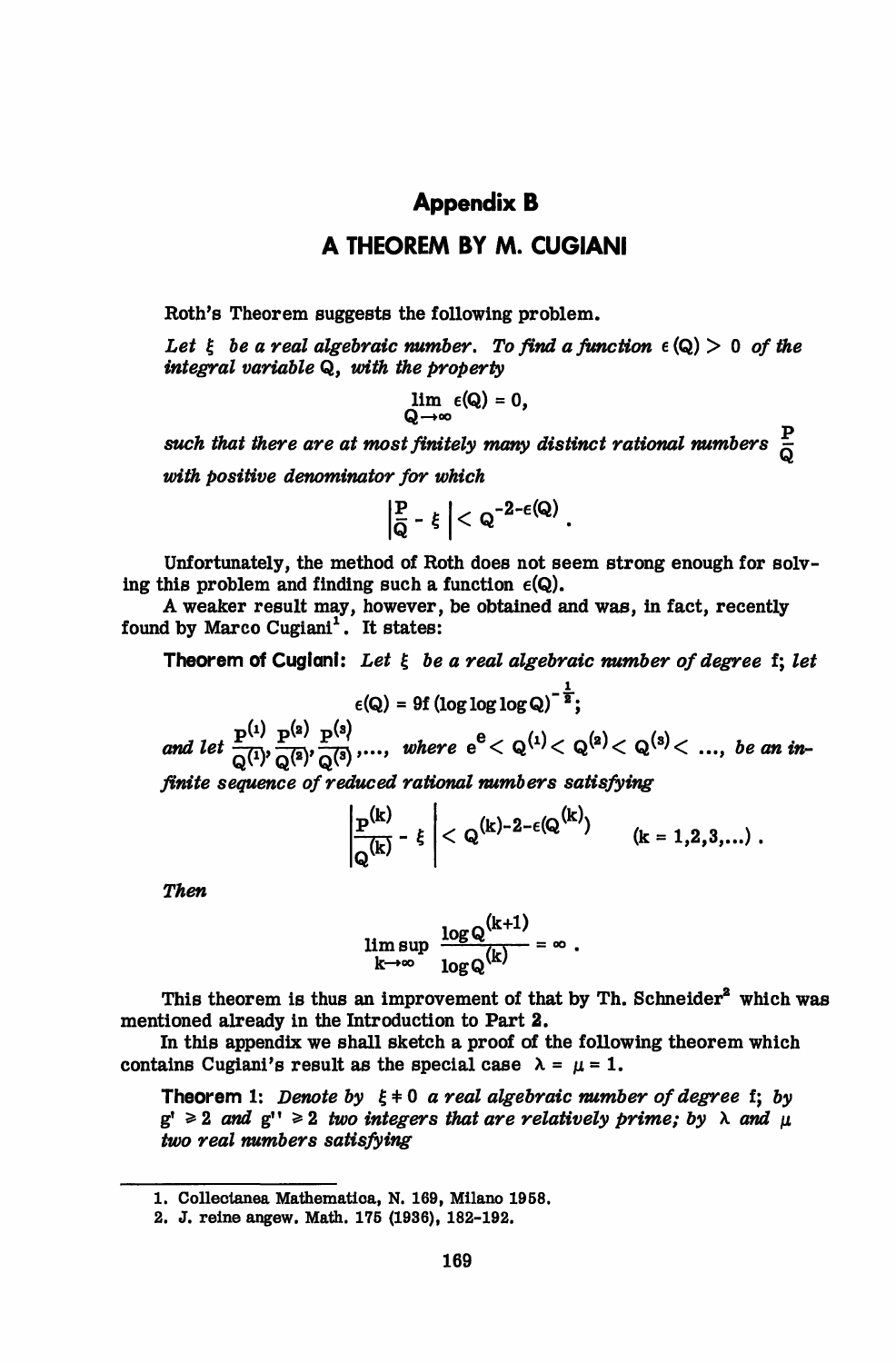# Appendix B

## A THEOREM BY M. CUGIANI

Roth's Theorem suggests the following problem.

*Let $\xi$ be a real algebraic number. To find a function $\epsilon(Q) > 0$ of the integral variable $Q$, with the property*

$$\lim_{Q \to \infty} \epsilon(Q) = 0,$$

*such that there are at most finitely many distinct rational numbers $\frac{P}{Q}$ with positive denominator for which*

$$\left| \frac{P}{Q} - \xi \right| < Q^{-2-\epsilon(Q)} .$$

Unfortunately, the method of Roth does not seem strong enough for solving this problem and finding such a function $\epsilon(Q)$.

A weaker result may, however, be obtained and was, in fact, recently found by Marco Cugiani[1]. It states:

**Theorem of Cugiani:** *Let $\xi$ be a real algebraic number of degree f; let*

$$\epsilon(Q) = 9f (\log \log \log Q)^{-\frac{1}{2}};$$

*and let $\frac{P^{(1)}}{Q^{(1)}}, \frac{P^{(2)}}{Q^{(2)}}, \frac{P^{(3)}}{Q^{(3)}}, \ldots$, where $e^e < Q^{(1)} < Q^{(2)} < Q^{(3)} < \ldots$, be an infinite sequence of reduced rational numbers satisfying*

$$\left| \frac{P^{(k)}}{Q^{(k)}} - \xi \right| < Q^{(k)-2-\epsilon(Q^{(k)})} \qquad (k = 1,2,3,\ldots) .$$

*Then*

$$\limsup_{k \to \infty} \frac{\log Q^{(k+1)}}{\log Q^{(k)}} = \infty .$$

This theorem is thus an improvement of that by Th. Schneider[2] which was mentioned already in the Introduction to Part 2.

In this appendix we shall sketch a proof of the following theorem which contains Cugiani's result as the special case $\lambda = \mu = 1$.

**Theorem 1:** *Denote by $\xi \neq 0$ a real algebraic number of degree f; by $g' \geq 2$ and $g'' \geq 2$ two integers that are relatively prime; by $\lambda$ and $\mu$ two real numbers satisfying*

---

1. Collectanea Mathematica, N. 169, Milano 1958.
2. J. reine angew. Math. 175 (1936), 182-192.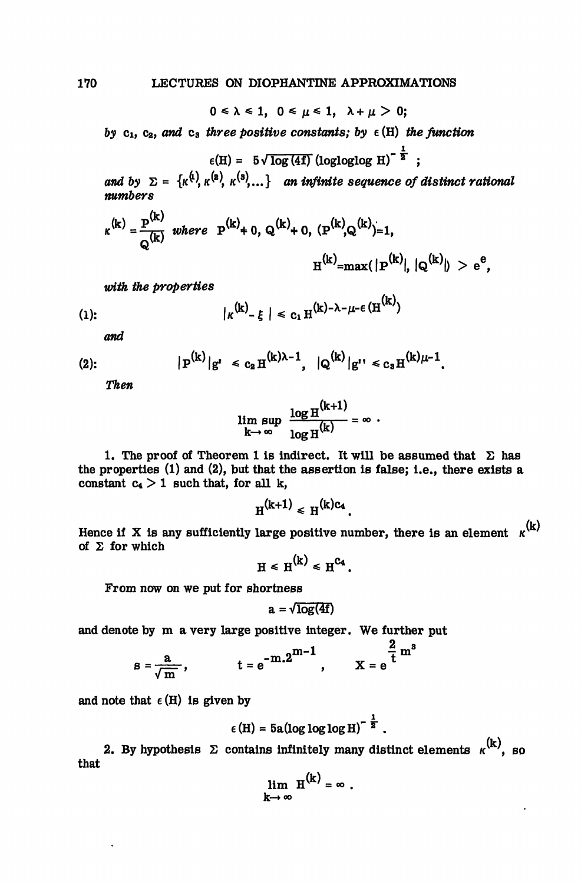$$0 \leq \lambda \leq 1, \quad 0 \leq \mu \leq 1, \quad \lambda + \mu > 0;$$

*by* $c_1$, $c_2$, *and* $c_3$ *three positive constants; by* $\epsilon(H)$ *the function*

$$\epsilon(H) = 5\sqrt{\log(4f)}\,(\text{logloglog } H)^{-\frac{1}{2}} \; ;$$

*and by* $\Sigma = \{\kappa^{(1)}, \kappa^{(2)}, \kappa^{(3)}, \ldots\}$ *an infinite sequence of distinct rational numbers*

$$\kappa^{(k)} = \frac{P^{(k)}}{Q^{(k)}} \text{ where } P^{(k)} \neq 0,\ Q^{(k)} \neq 0,\ (P^{(k)}, Q^{(k)}) = 1,$$

$$H^{(k)} = \max(|P^{(k)}|, |Q^{(k)}|) > e^e,$$

*with the properties*

$$(1): \qquad |\kappa^{(k)} - \xi| \leq c_1 H^{(k)-\lambda-\mu-\epsilon(H^{(k)})}$$

*and*

$$(2): \qquad |P^{(k)}|_{g'} \leq c_2 H^{(k)\lambda-1}, \quad |Q^{(k)}|_{g''} \leq c_3 H^{(k)\mu-1}.$$

*Then*

$$\limsup_{k\to\infty} \frac{\log H^{(k+1)}}{\log H^{(k)}} = \infty \; .$$

1. The proof of Theorem 1 is indirect. It will be assumed that $\Sigma$ has the properties (1) and (2), but that the assertion is false; i.e., there exists a constant $c_4 > 1$ such that, for all k,

$$H^{(k+1)} \leq H^{(k)c_4}.$$

Hence if X is any sufficiently large positive number, there is an element $\kappa^{(k)}$ of $\Sigma$ for which

$$H \leq H^{(k)} \leq H^{c_4}.$$

From now on we put for shortness

$$a = \sqrt{\log(4f)}$$

and denote by m a very large positive integer. We further put

$$s = \frac{a}{\sqrt{m}}, \qquad t = e^{-m.2^{m-1}}, \qquad X = e^{\frac{2}{t}m^3}$$

and note that $\epsilon(H)$ is given by

$$\epsilon(H) = 5a(\log\log\log H)^{-\frac{1}{2}} \; .$$

2. By hypothesis $\Sigma$ contains infinitely many distinct elements $\kappa^{(k)}$, so that

$$\lim_{k\to\infty} H^{(k)} = \infty \; .$$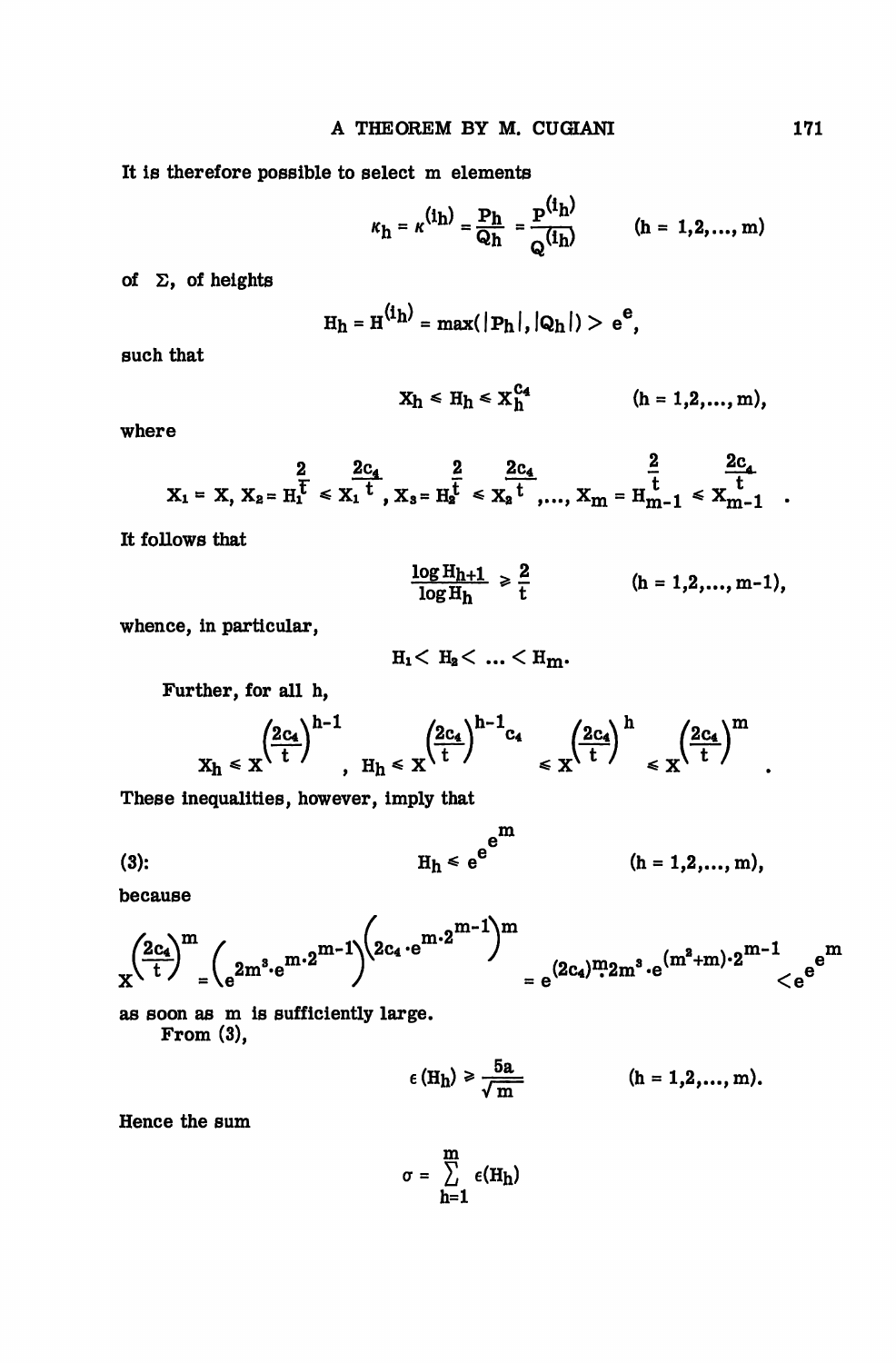It is therefore possible to select m elements

$$\kappa_h = \kappa^{(i_h)} = \frac{P_h}{Q_h} = \frac{P^{(i_h)}}{Q^{(i_h)}} \qquad (h = 1,2,\dots, m)$$

of $\Sigma$, of heights

$$H_h = H^{(i_h)} = \max(|P_h|, |Q_h|) > e^e,$$

such that

$$X_h \leqslant H_h \leqslant X_h^{c_4} \qquad (h = 1,2,\dots, m),$$

where

$$X_1 = X,\ X_2 = H_1^{\frac{2}{t}} \leqslant X_1^{\frac{2c_4}{t}},\ X_3 = H_2^{\frac{2}{t}} \leqslant X_2^{\frac{2c_4}{t}}, \dots,\ X_m = H_{m-1}^{\frac{2}{t}} \leqslant X_{m-1}^{\frac{2c_4}{t}}.$$

It follows that

$$\frac{\log H_{h+1}}{\log H_h} \geqslant \frac{2}{t} \qquad (h = 1,2,\dots, m-1),$$

whence, in particular,

$$H_1 < H_2 < \dots < H_m.$$

Further, for all h,

$$X_h \leqslant X^{\left(\frac{2c_4}{t}\right)^{h-1}}, \quad H_h \leqslant X^{\left(\frac{2c_4}{t}\right)^{h-1} c_4} \leqslant X^{\left(\frac{2c_4}{t}\right)^{h}} \leqslant X^{\left(\frac{2c_4}{t}\right)^{m}}.$$

These inequalities, however, imply that

$$(3): \qquad H_h \leqslant e^{e^{e^m}} \qquad (h = 1,2,\dots, m),$$

because

$$X^{\left(\frac{2c_4}{t}\right)^m} = \left(e^{2m^3 \cdot e^{m\cdot 2^{m-1}}}\right)^{\left(2c_4 \cdot e^{m\cdot 2^{m-1}}\right)^m} = e^{(2c_4)^m 2m^3 \cdot e^{(m^2+m)\cdot 2^{m-1}}} < e^{e^{e^m}}$$

as soon as m is sufficiently large.

From (3),

$$\epsilon(H_h) \geqslant \frac{5a}{\sqrt{m}} \qquad (h = 1,2,\dots, m).$$

Hence the sum

$$\sigma = \sum_{h=1}^{m} \epsilon(H_h)$$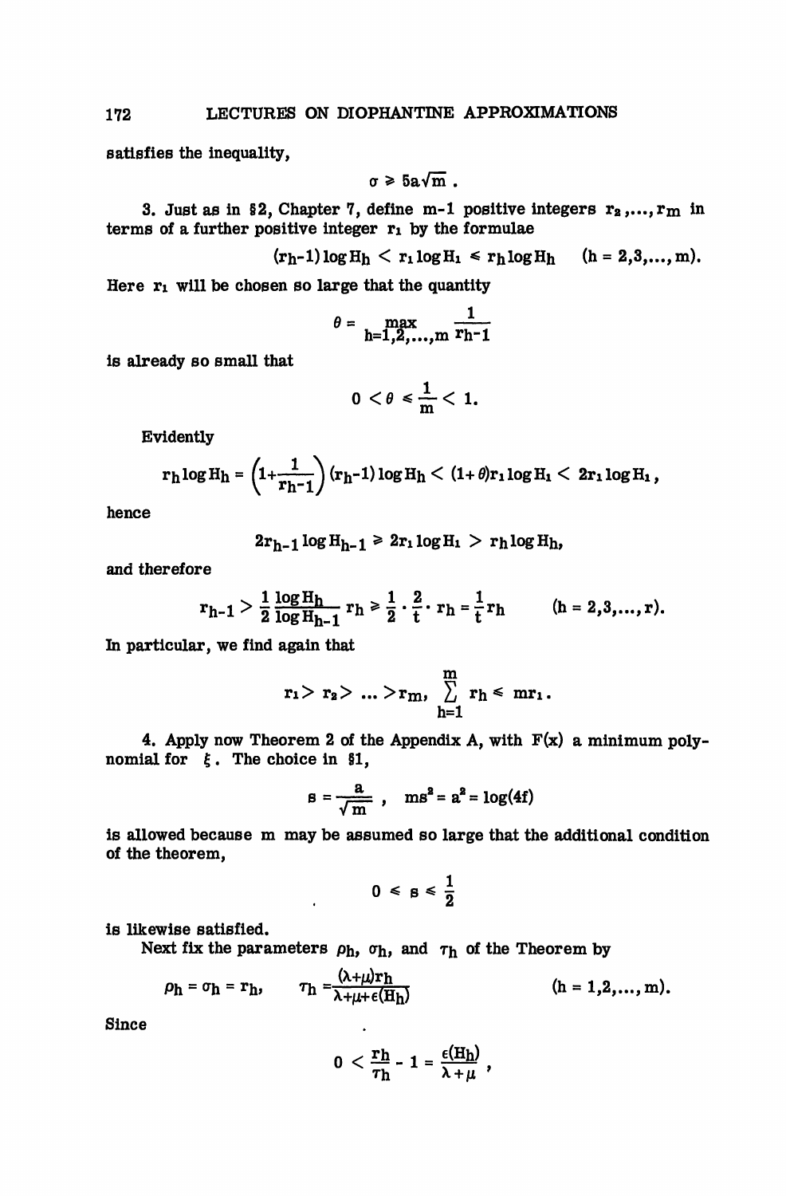satisfies the inequality,

$$\sigma \geqslant 5a\sqrt{m}\,.$$

3. Just as in §2, Chapter 7, define m-1 positive integers $r_2,\ldots,r_m$ in terms of a further positive integer $r_1$ by the formulae

$$(r_h-1)\log H_h < r_1 \log H_1 \leqslant r_h \log H_h \qquad (h = 2,3,\ldots,m).$$

Here $r_1$ will be chosen so large that the quantity

$$\theta = \max_{h=1,2,\ldots,m} \frac{1}{r_h-1}$$

is already so small that

$$0 < \theta \leqslant \frac{1}{m} < 1.$$

Evidently

$$r_h \log H_h = \left(1+\frac{1}{r_h-1}\right)(r_h-1)\log H_h < (1+\theta)r_1 \log H_1 < 2r_1 \log H_1,$$

hence

$$2r_{h-1}\log H_{h-1} \geqslant 2r_1 \log H_1 > r_h \log H_h,$$

and therefore

$$r_{h-1} > \frac{1}{2}\frac{\log H_h}{\log H_{h-1}}\, r_h \geqslant \frac{1}{2}\cdot\frac{2}{t}\cdot r_h = \frac{1}{t} r_h \qquad (h = 2,3,\ldots,r).$$

In particular, we find again that

$$r_1 > r_2 > \ldots > r_m, \quad \sum_{h=1}^{m} r_h \leqslant m r_1.$$

4. Apply now Theorem 2 of the Appendix A, with $F(x)$ a minimum polynomial for $\xi$. The choice in §1,

$$s = \frac{a}{\sqrt{m}}\,, \quad ms^2 = a^2 = \log(4f)$$

is allowed because m may be assumed so large that the additional condition of the theorem,

$$0 \leqslant s \leqslant \frac{1}{2}$$

is likewise satisfied.

Next fix the parameters $\rho_h$, $\sigma_h$, and $\tau_h$ of the Theorem by

$$\rho_h = \sigma_h = r_h, \qquad \tau_h = \frac{(\lambda+\mu)r_h}{\lambda+\mu+\epsilon(H_h)} \qquad (h = 1,2,\ldots,m).$$

Since

$$0 < \frac{r_h}{\tau_h} - 1 = \frac{\epsilon(H_h)}{\lambda+\mu}\,,$$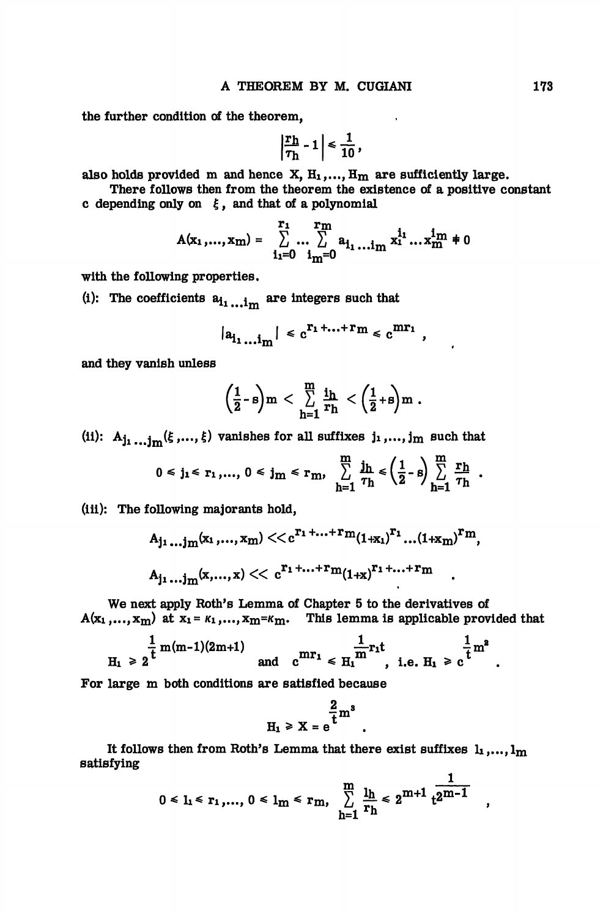the further condition of the theorem,

$$\left|\frac{r_h}{\tau_h} - 1\right| \leq \frac{1}{10},$$

also holds provided m and hence X, $H_1, \ldots, H_m$ are sufficiently large.

There follows then from the theorem the existence of a positive constant c depending only on $\xi$, and that of a polynomial

$$A(x_1, \ldots, x_m) = \sum_{i_1=0}^{r_1} \cdots \sum_{i_m=0}^{r_m} a_{i_1 \ldots i_m} x_1^{i_1} \ldots x_m^{i_m} \neq 0$$

with the following properties.

(i): The coefficients $a_{i_1 \ldots i_m}$ are integers such that

$$|a_{i_1 \ldots i_m}| \leq c^{r_1 + \ldots + r_m} \leq c^{mr_1},$$

and they vanish unless

$$\left(\frac{1}{2} - s\right)m < \sum_{h=1}^{m} \frac{i_h}{r_h} < \left(\frac{1}{2} + s\right)m.$$

(ii): $A_{j_1 \ldots j_m}(\xi, \ldots, \xi)$ vanishes for all suffixes $j_1, \ldots, j_m$ such that

$$0 \leq j_1 \leq r_1, \ldots, 0 \leq j_m \leq r_m, \quad \sum_{h=1}^{m} \frac{j_h}{\tau_h} \leq \left(\frac{1}{2} - s\right) \sum_{h=1}^{m} \frac{r_h}{\tau_h}.$$

(iii): The following majorants hold,

$$A_{j_1 \ldots j_m}(x_1, \ldots, x_m) << c^{r_1 + \ldots + r_m}(1+x_1)^{r_1} \ldots (1+x_m)^{r_m},$$

$$A_{j_1 \ldots j_m}(x, \ldots, x) << c^{r_1 + \ldots + r_m}(1+x)^{r_1 + \ldots + r_m}.$$

We next apply Roth's Lemma of Chapter 5 to the derivatives of $A(x_1, \ldots, x_m)$ at $x_1 = \kappa_1, \ldots, x_m = \kappa_m$. This lemma is applicable provided that

$$H_1 \geq 2^{\frac{1}{t} m(m-1)(2m+1)} \quad \text{and} \quad c^{mr_1} \leq H_1^{\frac{1}{m} r_1 t}, \text{ i.e. } H_1 \geq c^{\frac{1}{t} m^2}.$$

For large m both conditions are satisfied because

$$H_1 \geq X = e^{\frac{2}{t} m^3}.$$

It follows then from Roth's Lemma that there exist suffixes $l_1, \ldots, l_m$ satisfying

$$0 \leq l_1 \leq r_1, \ldots, 0 \leq l_m \leq r_m, \quad \sum_{h=1}^{m} \frac{l_h}{r_h} \leq 2^{m+1} t^{\frac{1}{2^{m-1}}},$$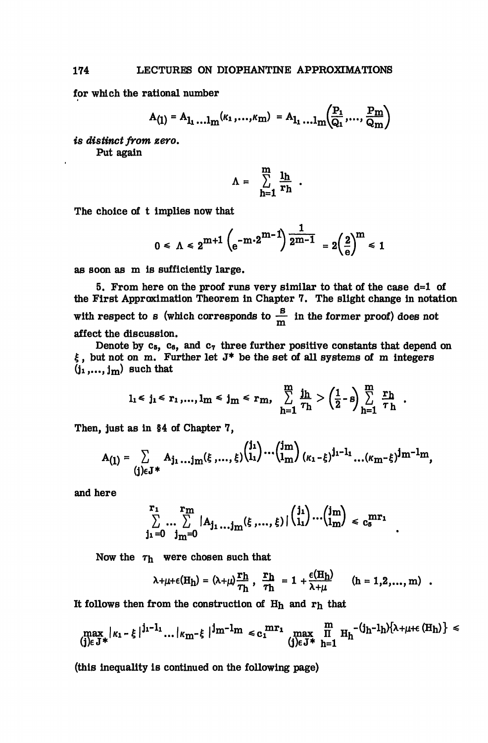for which the rational number

$$A_{(l)} = A_{l_1 \ldots l_m}(\kappa_1, \ldots, \kappa_m) = A_{l_1 \ldots l_m}\left(\frac{P_1}{Q_1}, \ldots, \frac{P_m}{Q_m}\right)$$

*is distinct from zero.*

Put again

$$\Lambda = \sum_{h=1}^{m} \frac{l_h}{r_h} .$$

The choice of t implies now that

$$0 \leq \Lambda \leq 2^{m+1}\left(e^{-m \cdot 2^{m-1}}\right)^{\frac{1}{2^{m-1}}} = 2\left(\frac{2}{e}\right)^m \leq 1$$

as soon as m is sufficiently large.

5. From here on the proof runs very similar to that of the case d=1 of the First Approximation Theorem in Chapter 7. The slight change in notation with respect to s (which corresponds to $\frac{s}{m}$ in the former proof) does not affect the discussion.

Denote by $c_5$, $c_6$, and $c_7$ three further positive constants that depend on $\xi$, but not on m. Further let $J^*$ be the set of all systems of m integers $(j_1, \ldots, j_m)$ such that

$$l_1 \leq j_1 \leq r_1, \ldots, l_m \leq j_m \leq r_m, \quad \sum_{h=1}^{m} \frac{j_h}{r_h} > \left(\frac{1}{2} - s\right) \sum_{h=1}^{m} \frac{r_h}{r_h} .$$

Then, just as in §4 of Chapter 7,

$$A_{(l)} = \sum_{(j) \in J^*} A_{j_1 \ldots j_m}(\xi, \ldots, \xi) \binom{j_1}{l_1} \cdots \binom{j_m}{l_m} (\kappa_1 - \xi)^{j_1 - l_1} \cdots (\kappa_m - \xi)^{j_m - l_m},$$

and here

$$\sum_{j_1=0}^{r_1} \cdots \sum_{j_m=0}^{r_m} |A_{j_1 \ldots j_m}(\xi, \ldots, \xi)| \binom{j_1}{l_1} \cdots \binom{j_m}{l_m} \leq c_5^{mr_1} .$$

Now the $\tau_h$ were chosen such that

$$\lambda + \mu + \epsilon(H_h) = (\lambda + \mu)\frac{r_h}{\tau_h}, \quad \frac{r_h}{\tau_h} = 1 + \frac{\epsilon(H_h)}{\lambda + \mu} \quad (h = 1, 2, \ldots, m) .$$

It follows then from the construction of $H_h$ and $r_h$ that

$$\max_{(j) \in J^*} |\kappa_1 - \xi|^{j_1 - l_1} \cdots |\kappa_m - \xi|^{j_m - l_m} \leq c_1^{mr_1} \max_{(j) \in J^*} \prod_{h=1}^{m} H_h^{-(j_h - l_h)\{\lambda + \mu + \epsilon(H_h)\}} \leq$$

(this inequality is continued on the following page)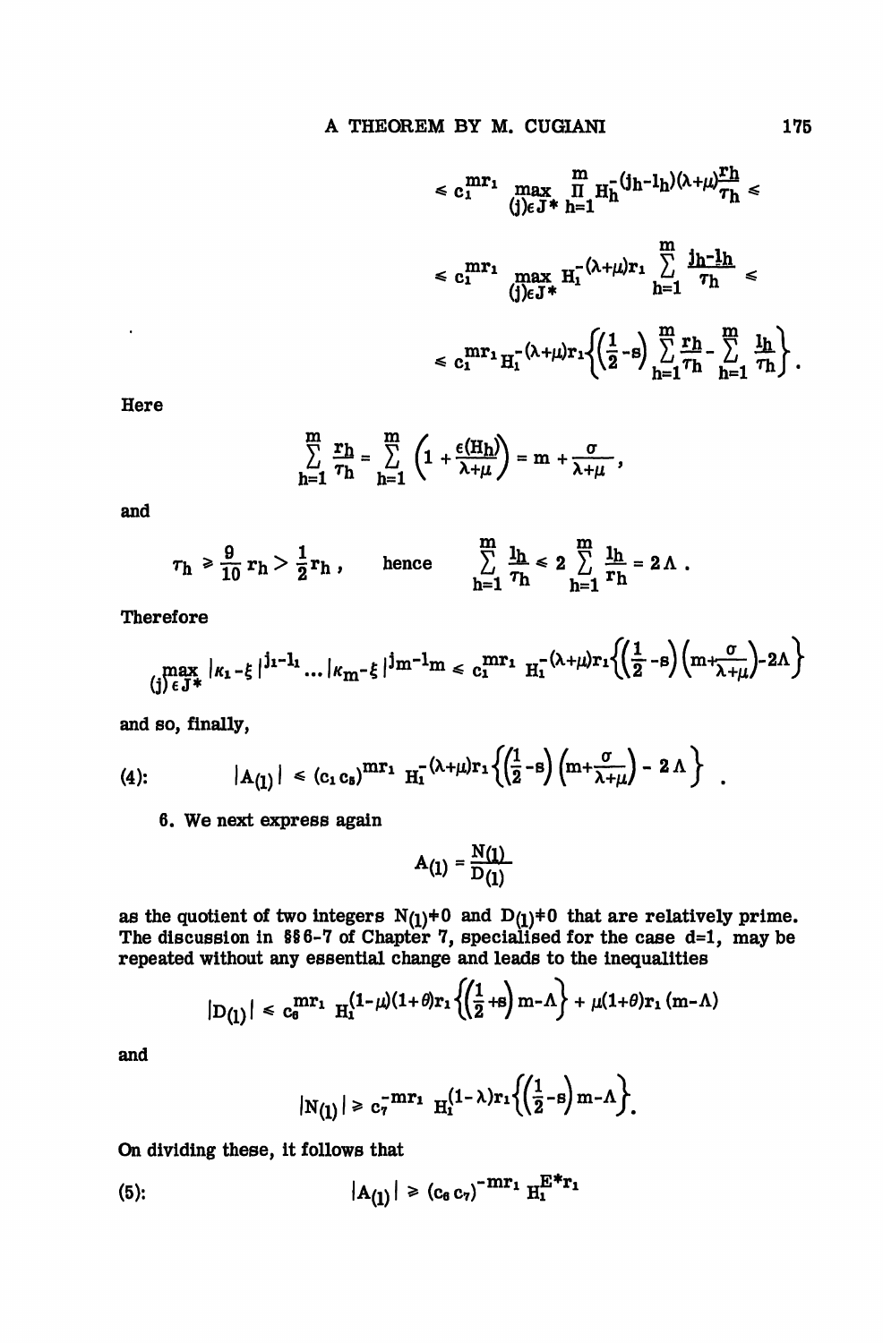$$\leq c_1^{mr_1} \max_{(j)\in J^*} \prod_{h=1}^{m} H_h^{-(j_h-l_h)(\lambda+\mu)\frac{r_h}{\tau_h}} \leq$$

$$\leq c_1^{mr_1} \max_{(j)\in J^*} H_1^{-(\lambda+\mu)r_1 \sum_{h=1}^{m} \frac{j_h-l_h}{\tau_h}} \leq$$

$$\leq c_1^{mr_1} H_1^{-(\lambda+\mu)r_1\left\{\left(\frac{1}{2}-s\right)\sum_{h=1}^{m}\frac{r_h}{\tau_h} - \sum_{h=1}^{m}\frac{l_h}{\tau_h}\right\}}.$$

Here

$$\sum_{h=1}^{m} \frac{r_h}{\tau_h} = \sum_{h=1}^{m}\left(1+\frac{\epsilon(H_h)}{\lambda+\mu}\right) = m + \frac{\sigma}{\lambda+\mu},$$

and

$$\tau_h \geq \frac{9}{10} r_h > \frac{1}{2} r_h, \qquad \text{hence} \qquad \sum_{h=1}^{m} \frac{l_h}{\tau_h} \leq 2 \sum_{h=1}^{m} \frac{l_h}{r_h} = 2\Lambda .$$

Therefore

$$\max_{(j)\in J^*} |\kappa_1 - \xi|^{j_1-l_1} \ldots |\kappa_m - \xi|^{j_m-l_m} \leq c_1^{mr_1} H_1^{-(\lambda+\mu)r_1\left\{\left(\frac{1}{2}-s\right)\left(m+\frac{\sigma}{\lambda+\mu}\right)-2\Lambda\right\}}$$

and so, finally,

$$(4): \qquad |A_{(1)}| \leq (c_1 c_5)^{mr_1} H_1^{-(\lambda+\mu)r_1\left\{\left(\frac{1}{2}-s\right)\left(m+\frac{\sigma}{\lambda+\mu}\right)-2\Lambda\right\}}.$$

6. We next express again

$$A_{(1)} = \frac{N_{(1)}}{D_{(1)}}$$

as the quotient of two integers $N_{(1)} \neq 0$ and $D_{(1)} \neq 0$ that are relatively prime. The discussion in §§6-7 of Chapter 7, specialised for the case $d=1$, may be repeated without any essential change and leads to the inequalities

$$|D_{(1)}| \leq c_6^{mr_1} H_1^{(1-\mu)(1+\theta)r_1\left\{\left(\frac{1}{2}+s\right)m-\Lambda\right\} + \mu(1+\theta)r_1(m-\Lambda)}$$

and

$$|N_{(1)}| \geq c_7^{-mr_1} H_1^{(1-\lambda)r_1\left\{\left(\frac{1}{2}-s\right)m-\Lambda\right\}}.$$

On dividing these, it follows that

$$(5): \qquad |A_{(1)}| \geq (c_6 c_7)^{-mr_1} H_1^{E^* r_1}$$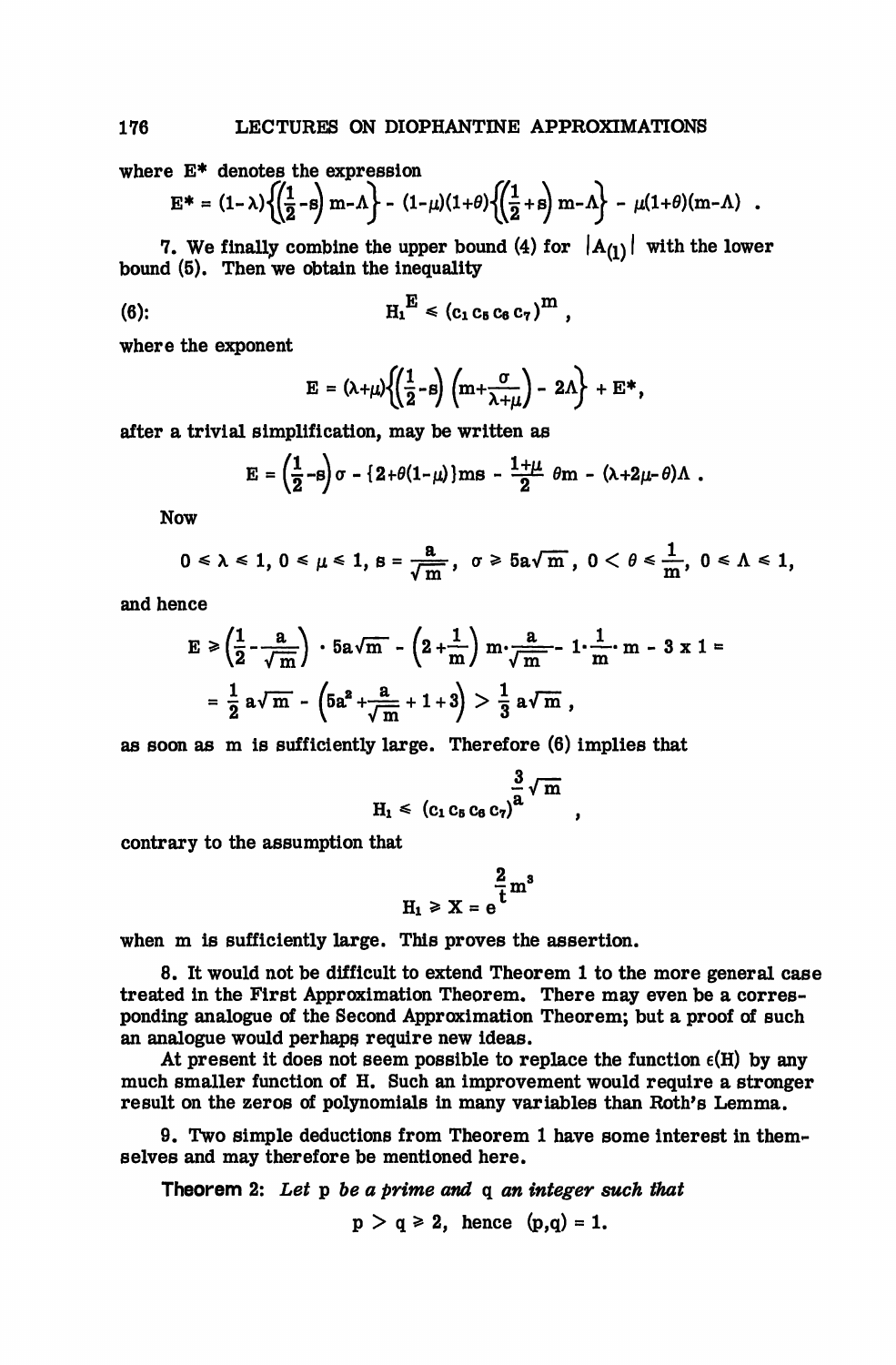where $E^*$ denotes the expression

$$E^* = (1-\lambda)\left\{\left(\frac{1}{2}-s\right) m-\Lambda\right\} - (1-\mu)(1+\theta)\left\{\left(\frac{1}{2}+s\right) m-\Lambda\right\} - \mu(1+\theta)(m-\Lambda) \ .$$

7. We finally combine the upper bound (4) for $|A_{(1)}|$ with the lower bound (5). Then we obtain the inequality

$$(6): \qquad H_1^{\ E} \leqslant (c_1 c_5 c_6 c_7)^m ,$$

where the exponent

$$E = (\lambda+\mu)\left\{\left(\frac{1}{2}-s\right)\left(m+\frac{\sigma}{\lambda+\mu}\right) - 2\Lambda\right\} + E^*,$$

after a trivial simplification, may be written as

$$E = \left(\frac{1}{2}-s\right)\sigma - \{2+\theta(1-\mu)\}ms - \frac{1+\mu}{2}\,\theta m - (\lambda+2\mu-\theta)\Lambda \ .$$

Now

$$0 \leqslant \lambda \leqslant 1,\ 0 \leqslant \mu \leqslant 1,\ s = \frac{a}{\sqrt{m}},\ \ \sigma \geqslant 5a\sqrt{m}\ ,\ 0 < \theta \leqslant \frac{1}{m},\ 0 \leqslant \Lambda \leqslant 1,$$

and hence

$$\begin{aligned} E &\geqslant \left(\frac{1}{2}-\frac{a}{\sqrt{m}}\right)\cdot 5a\sqrt{m} - \left(2+\frac{1}{m}\right) m\cdot\frac{a}{\sqrt{m}} - 1\cdot\frac{1}{m}\cdot m - 3 \times 1 = \\ &= \frac{1}{2}\,a\sqrt{m} - \left(5a^2+\frac{a}{\sqrt{m}}+1+3\right) > \frac{1}{3}\,a\sqrt{m}\ , \end{aligned}$$

as soon as m is sufficiently large. Therefore (6) implies that

$$H_1 \leqslant (c_1 c_5 c_6 c_7)^{\frac{3}{a}\sqrt{m}} \quad ,$$

contrary to the assumption that

$$H_1 \geqslant X = e^{\frac{2}{t}m^3}$$

when m is sufficiently large. This proves the assertion.

8. It would not be difficult to extend Theorem 1 to the more general case treated in the First Approximation Theorem. There may even be a corresponding analogue of the Second Approximation Theorem; but a proof of such an analogue would perhaps require new ideas.

At present it does not seem possible to replace the function $\epsilon(H)$ by any much smaller function of H. Such an improvement would require a stronger result on the zeros of polynomials in many variables than Roth's Lemma.

9. Two simple deductions from Theorem 1 have some interest in themselves and may therefore be mentioned here.

**Theorem 2:** *Let* p *be a prime and* q *an integer such that*

$$p > q \geqslant 2, \text{ hence } (p,q) = 1.$$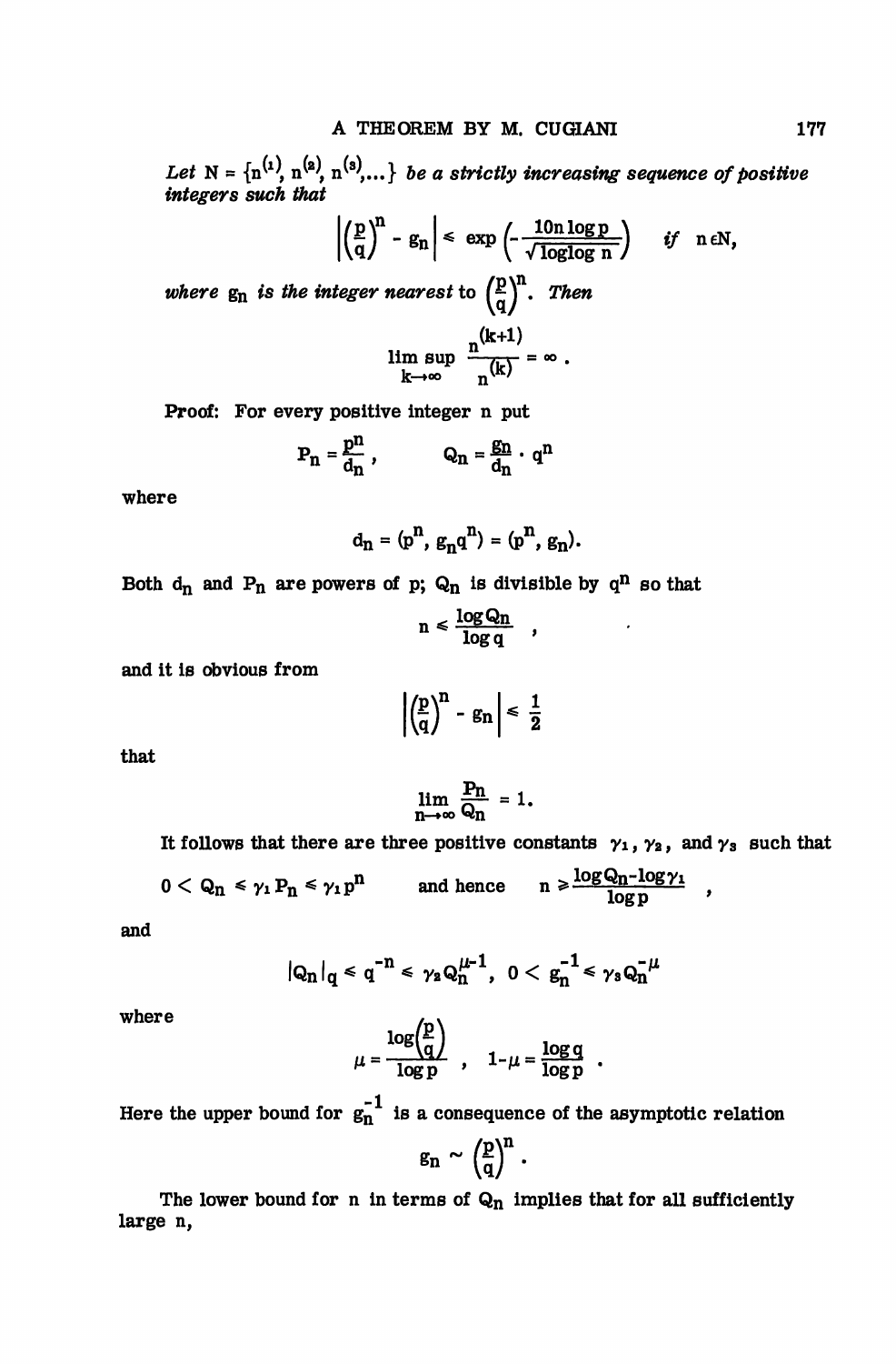*Let* $N = \{n^{(1)}, n^{(2)}, n^{(3)}, \ldots\}$ *be a strictly increasing sequence of positive integers such that*

$$\left|\left(\frac{p}{q}\right)^n - g_n\right| \leq \exp\left(-\frac{10n\log p}{\sqrt{\log\log n}}\right) \quad \textit{if} \quad n \in N,$$

*where* $g_n$ *is the integer nearest to* $\left(\frac{p}{q}\right)^n$. *Then*

$$\limsup_{k\to\infty} \frac{n^{(k+1)}}{n^{(k)}} = \infty .$$

Proof: For every positive integer n put

$$P_n = \frac{p^n}{d_n}, \qquad Q_n = \frac{g_n}{d_n}\cdot q^n$$

where

$$d_n = (p^n, g_n q^n) = (p^n, g_n).$$

Both $d_n$ and $P_n$ are powers of p; $Q_n$ is divisible by $q^n$ so that

$$n \leq \frac{\log Q_n}{\log q} \quad ,$$

and it is obvious from

$$\left|\left(\frac{p}{q}\right)^n - g_n\right| \leq \frac{1}{2}$$

that

$$\lim_{n\to\infty} \frac{P_n}{Q_n} = 1.$$

It follows that there are three positive constants $\gamma_1$, $\gamma_2$, and $\gamma_3$ such that

$$0 < Q_n \leq \gamma_1 P_n \leq \gamma_1 p^n \qquad \text{and hence} \qquad n \geq \frac{\log Q_n - \log\gamma_1}{\log p} \quad ,$$

and

$$|Q_n|_q \leq q^{-n} \leq \gamma_2 Q_n^{\mu-1}, \; 0 < g_n^{-1} \leq \gamma_3 Q_n^{-\mu}$$

where

$$\mu = \frac{\log\left(\frac{p}{q}\right)}{\log p} \quad , \quad 1-\mu = \frac{\log q}{\log p} \quad .$$

Here the upper bound for $g_n^{-1}$ is a consequence of the asymptotic relation

$$g_n \sim \left(\frac{p}{q}\right)^n .$$

The lower bound for n in terms of $Q_n$ implies that for all sufficiently large n,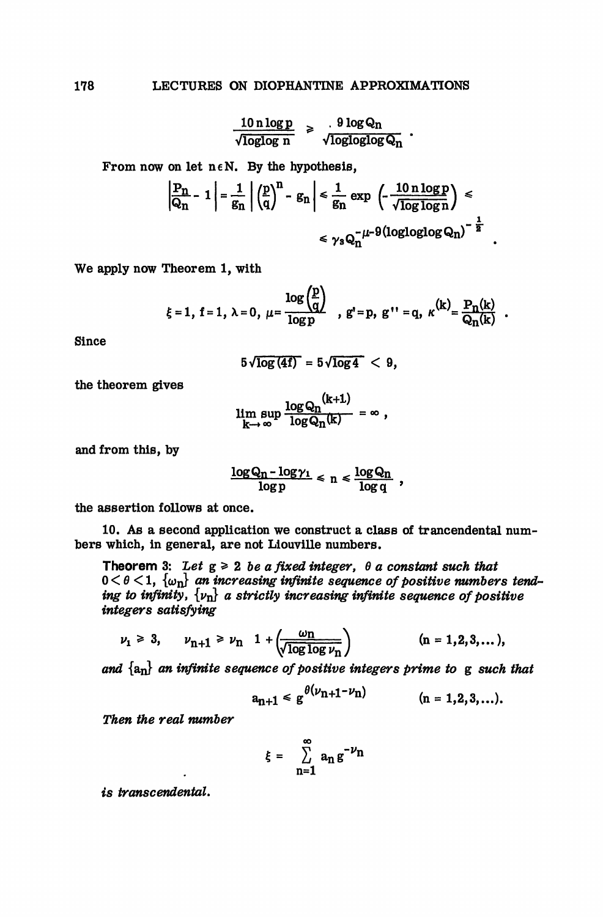$$\frac{10\, n \log p}{\sqrt{\log\log n}} \geqslant \frac{9 \log Q_n}{\sqrt{\log\log\log Q_n}} .$$

From now on let $n \in N$. By the hypothesis,

$$\left|\frac{P_n}{Q_n} - 1\right| = \frac{1}{g_n}\left|\left(\frac{p}{q}\right)^n - g_n\right| \leqslant \frac{1}{g_n} \exp\left(-\frac{10\, n \log p}{\sqrt{\log\log n}}\right) \leqslant$$

$$\leqslant \gamma_3 Q_n^{-\mu - 9(\log\log\log Q_n)^{-\frac{1}{2}}} .$$

We apply now Theorem 1, with

$$\xi = 1,\ f = 1,\ \lambda = 0,\ \mu = \frac{\log\left(\frac{p}{q}\right)}{\log p},\ g' = p,\ g'' = q,\ \kappa^{(k)} = \frac{P_n(k)}{Q_n(k)} .$$

Since

$$5\sqrt{\log(4f)} = 5\sqrt{\log 4} < 9,$$

the theorem gives

$$\limsup_{k \to \infty} \frac{\log Q_n^{(k+1)}}{\log Q_n^{(k)}} = \infty ,$$

and from this, by

$$\frac{\log Q_n - \log \gamma_1}{\log p} \leqslant n \leqslant \frac{\log Q_n}{\log q} ,$$

the assertion follows at once.

10. As a second application we construct a class of trancendental numbers which, in general, are not Liouville numbers.

**Theorem 3:** *Let $g \geqslant 2$ be a fixed integer, $\theta$ a constant such that $0 < \theta < 1$, $\{\omega_n\}$ an increasing infinite sequence of positive numbers tending to infinity, $\{\nu_n\}$ a strictly increasing infinite sequence of positive integers satisfying*

$$\nu_1 \geqslant 3, \qquad \nu_{n+1} \geqslant \nu_n \left(1 + \frac{\omega_n}{\sqrt{\log\log \nu_n}}\right) \qquad (n = 1, 2, 3, \dots),$$

*and $\{a_n\}$ an infinite sequence of positive integers prime to $g$ such that*

$$a_{n+1} \leqslant g^{\theta(\nu_{n+1} - \nu_n)} \qquad (n = 1, 2, 3, \dots).$$

*Then the real number*

$$\xi = \sum_{n=1}^{\infty} a_n g^{-\nu_n}$$

*is transcendental.*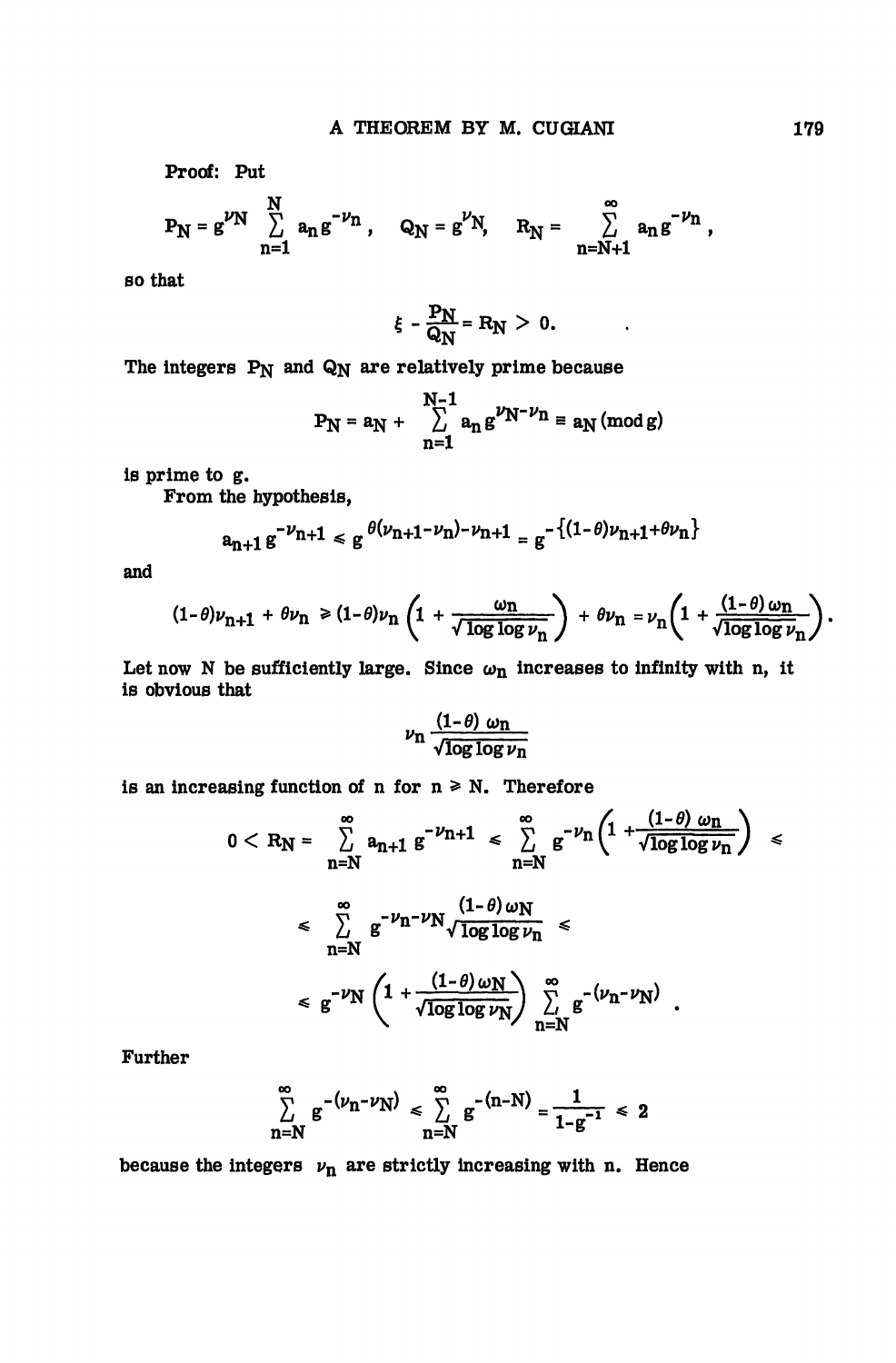Proof: Put

$$P_N = g^{\nu_N} \sum_{n=1}^{N} a_n g^{-\nu_n}, \quad Q_N = g^{\nu_N}, \quad R_N = \sum_{n=N+1}^{\infty} a_n g^{-\nu_n},$$

so that

$$\xi - \frac{P_N}{Q_N} = R_N > 0.$$

The integers $P_N$ and $Q_N$ are relatively prime because

$$P_N = a_N + \sum_{n=1}^{N-1} a_n g^{\nu_N - \nu_n} \equiv a_N \pmod g$$

is prime to g.

From the hypothesis,

$$a_{n+1} g^{-\nu_{n+1}} \leqslant g^{\theta(\nu_{n+1}-\nu_n)-\nu_{n+1}} = g^{-\{(1-\theta)\nu_{n+1}+\theta\nu_n\}}$$

and

$$(1-\theta)\nu_{n+1} + \theta\nu_n \geqslant (1-\theta)\nu_n \left(1 + \frac{\omega_n}{\sqrt{\log\log\nu_n}}\right) + \theta\nu_n = \nu_n\left(1 + \frac{(1-\theta)\,\omega_n}{\sqrt{\log\log\nu_n}}\right).$$

Let now N be sufficiently large. Since $\omega_n$ increases to infinity with n, it is obvious that

$$\nu_n \frac{(1-\theta)\,\omega_n}{\sqrt{\log\log\nu_n}}$$

is an increasing function of n for $n \geqslant N$. Therefore

$$0 < R_N = \sum_{n=N}^{\infty} a_{n+1} g^{-\nu_{n+1}} \leqslant \sum_{n=N}^{\infty} g^{-\nu_n\left(1 + \frac{(1-\theta)\,\omega_n}{\sqrt{\log\log\nu_n}}\right)} \leqslant$$

$$\leqslant \sum_{n=N}^{\infty} g^{-\nu_n - \nu_N \frac{(1-\theta)\,\omega_N}{\sqrt{\log\log\nu_n}}} \leqslant$$

$$\leqslant g^{-\nu_N\left(1 + \frac{(1-\theta)\,\omega_N}{\sqrt{\log\log\nu_N}}\right)} \sum_{n=N}^{\infty} g^{-(\nu_n - \nu_N)}.$$

Further

$$\sum_{n=N}^{\infty} g^{-(\nu_n-\nu_N)} \leqslant \sum_{n=N}^{\infty} g^{-(n-N)} = \frac{1}{1-g^{-1}} \leqslant 2$$

because the integers $\nu_n$ are strictly increasing with n. Hence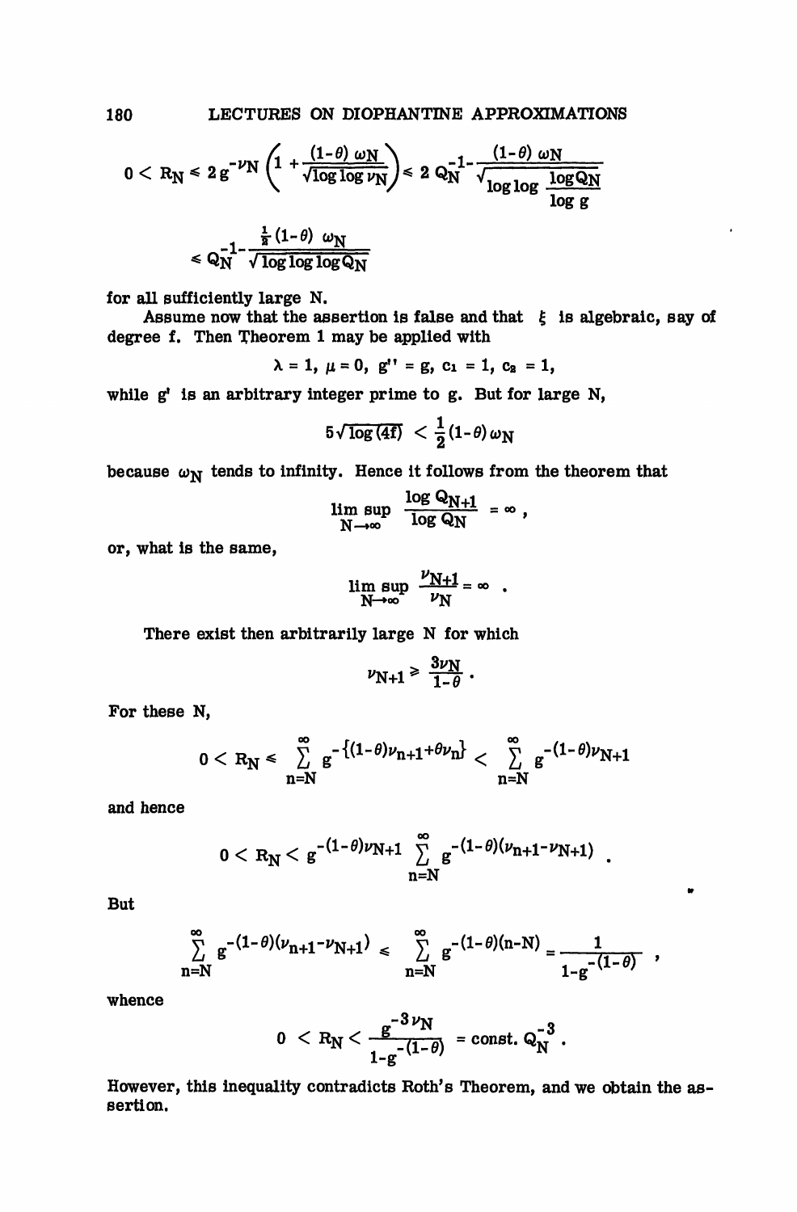$$0 < R_N \leqslant 2\,g^{-\nu_N}\left(1 + \frac{(1-\theta)\,\omega_N}{\sqrt{\log\log \nu_N}}\right) \leqslant 2\,Q_N^{-1-\frac{(1-\theta)\,\omega_N}{\sqrt{\log\log \frac{\log Q_N}{\log g}}}}$$

$$\leqslant Q_N^{-1-\frac{\frac{1}{2}(1-\theta)\,\omega_N}{\sqrt{\log\log\log Q_N}}}$$

for all sufficiently large N.

Assume now that the assertion is false and that $\xi$ is algebraic, say of degree f. Then Theorem 1 may be applied with

$$\lambda = 1,\ \mu = 0,\ g'' = g,\ c_1 = 1,\ c_2 = 1,$$

while $g'$ is an arbitrary integer prime to g. But for large N,

$$5\sqrt{\log(4f)} < \frac{1}{2}(1-\theta)\,\omega_N$$

because $\omega_N$ tends to infinity. Hence it follows from the theorem that

$$\limsup_{N\to\infty} \frac{\log Q_{N+1}}{\log Q_N} = \infty\,,$$

or, what is the same,

$$\limsup_{N\to\infty} \frac{\nu_{N+1}}{\nu_N} = \infty\ .$$

There exist then arbitrarily large N for which

$$\nu_{N+1} \geqslant \frac{3\nu_N}{1-\theta}\,.$$

For these N,

$$0 < R_N \leqslant \sum_{n=N}^{\infty} g^{-\{(1-\theta)\nu_{n+1}+\theta\nu_n\}} < \sum_{n=N}^{\infty} g^{-(1-\theta)\nu_{N+1}}$$

and hence

$$0 < R_N < g^{-(1-\theta)\nu_{N+1}} \sum_{n=N}^{\infty} g^{-(1-\theta)(\nu_{n+1}-\nu_{N+1})}\ .$$

But

$$\sum_{n=N}^{\infty} g^{-(1-\theta)(\nu_{n+1}-\nu_{N+1})} \leqslant \sum_{n=N}^{\infty} g^{-(1-\theta)(n-N)} = \frac{1}{1-g^{-(1-\theta)}}\ ,$$

whence

$$0 < R_N < \frac{g^{-3\nu_N}}{1-g^{-(1-\theta)}} = \text{const.}\ Q_N^{-3}\ .$$

However, this inequality contradicts Roth's Theorem, and we obtain the assertion.